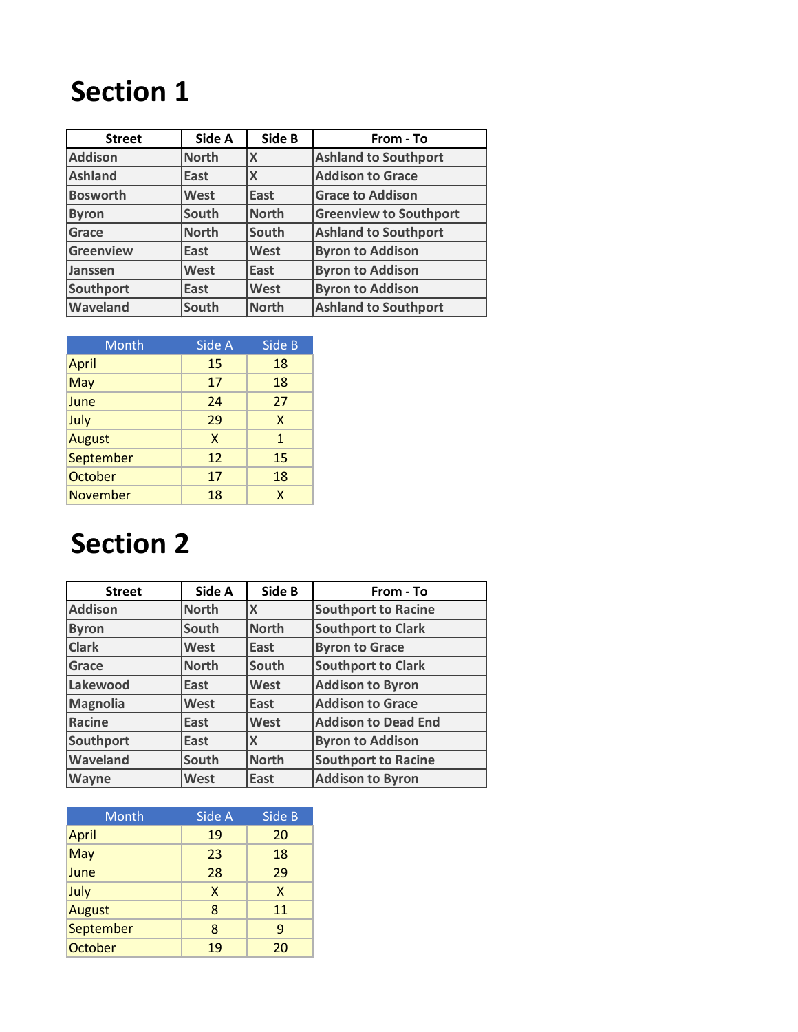# Section 1

| Street | Side A | Side B | From - To |
|---|---|---|---|
| Addison | North | X | Ashland to Southport |
| Ashland | East | X | Addison to Grace |
| Bosworth | West | East | Grace to Addison |
| Byron | South | North | Greenview to Southport |
| Grace | North | South | Ashland to Southport |
| Greenview | East | West | Byron to Addison |
| Janssen | West | East | Byron to Addison |
| Southport | East | West | Byron to Addison |
| Waveland | South | North | Ashland to Southport |

| Month | Side A | Side B |
|---|---|---|
| April | 15 | 18 |
| May | 17 | 18 |
| June | 24 | 27 |
| July | 29 | X |
| August | X | 1 |
| September | 12 | 15 |
| October | 17 | 18 |
| November | 18 | X |

# Section 2

| Street | Side A | Side B | From - To |
|---|---|---|---|
| Addison | North | X | Southport to Racine |
| Byron | South | North | Southport to Clark |
| Clark | West | East | Byron to Grace |
| Grace | North | South | Southport to Clark |
| Lakewood | East | West | Addison to Byron |
| Magnolia | West | East | Addison to Grace |
| Racine | East | West | Addison to Dead End |
| Southport | East | X | Byron to Addison |
| Waveland | South | North | Southport to Racine |
| Wayne | West | East | Addison to Byron |

| Month | Side A | Side B |
|---|---|---|
| April | 19 | 20 |
| May | 23 | 18 |
| June | 28 | 29 |
| July | X | X |
| August | 8 | 11 |
| September | 8 | 9 |
| October | 19 | 20 |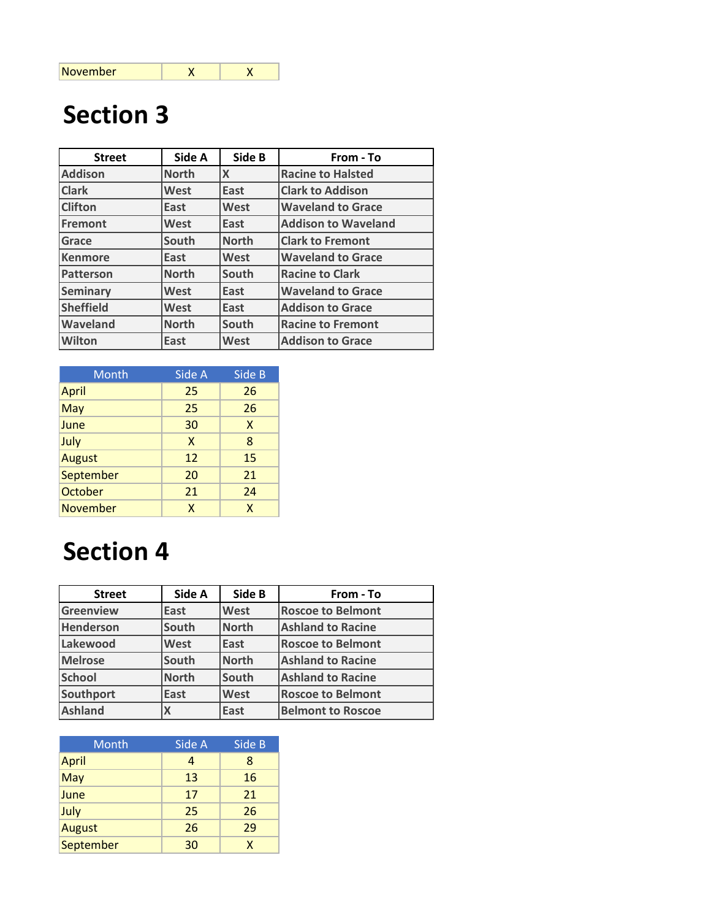| November | X | X |
|---|---|---|

# Section 3

| Street | Side A | Side B | From - To |
|---|---|---|---|
| Addison | North | X | Racine to Halsted |
| Clark | West | East | Clark to Addison |
| Clifton | East | West | Waveland to Grace |
| Fremont | West | East | Addison to Waveland |
| Grace | South | North | Clark to Fremont |
| Kenmore | East | West | Waveland to Grace |
| Patterson | North | South | Racine to Clark |
| Seminary | West | East | Waveland to Grace |
| Sheffield | West | East | Addison to Grace |
| Waveland | North | South | Racine to Fremont |
| Wilton | East | West | Addison to Grace |

| Month | Side A | Side B |
|---|---|---|
| April | 25 | 26 |
| May | 25 | 26 |
| June | 30 | X |
| July | X | 8 |
| August | 12 | 15 |
| September | 20 | 21 |
| October | 21 | 24 |
| November | X | X |

# Section 4

| Street | Side A | Side B | From - To |
|---|---|---|---|
| Greenview | East | West | Roscoe to Belmont |
| Henderson | South | North | Ashland to Racine |
| Lakewood | West | East | Roscoe to Belmont |
| Melrose | South | North | Ashland to Racine |
| School | North | South | Ashland to Racine |
| Southport | East | West | Roscoe to Belmont |
| Ashland | X | East | Belmont to Roscoe |

| Month | Side A | Side B |
|---|---|---|
| April | 4 | 8 |
| May | 13 | 16 |
| June | 17 | 21 |
| July | 25 | 26 |
| August | 26 | 29 |
| September | 30 | X |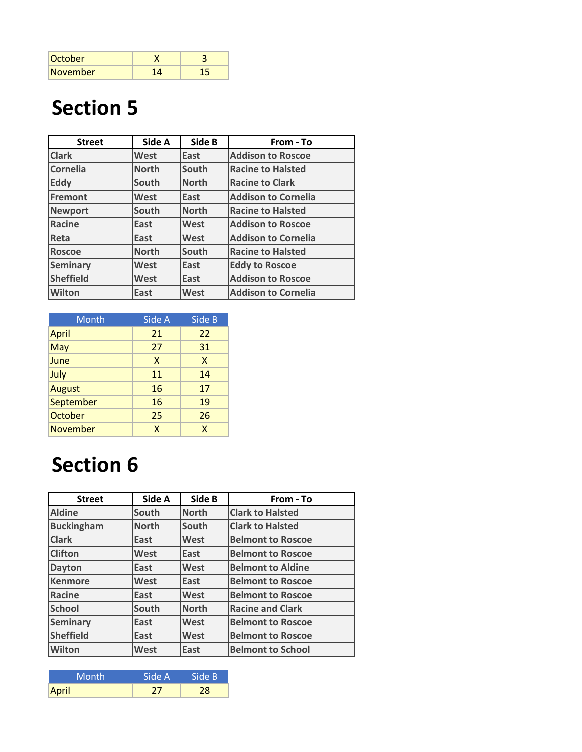| October | X | 3 |
|---|---|---|
| November | 14 | 15 |

# Section 5

| Street | Side A | Side B | From - To |
|---|---|---|---|
| Clark | West | East | Addison to Roscoe |
| Cornelia | North | South | Racine to Halsted |
| Eddy | South | North | Racine to Clark |
| Fremont | West | East | Addison to Cornelia |
| Newport | South | North | Racine to Halsted |
| Racine | East | West | Addison to Roscoe |
| Reta | East | West | Addison to Cornelia |
| Roscoe | North | South | Racine to Halsted |
| Seminary | West | East | Eddy to Roscoe |
| Sheffield | West | East | Addison to Roscoe |
| Wilton | East | West | Addison to Cornelia |

| Month | Side A | Side B |
|---|---|---|
| April | 21 | 22 |
| May | 27 | 31 |
| June | X | X |
| July | 11 | 14 |
| August | 16 | 17 |
| September | 16 | 19 |
| October | 25 | 26 |
| November | X | X |

# Section 6

| Street | Side A | Side B | From - To |
|---|---|---|---|
| Aldine | South | North | Clark to Halsted |
| Buckingham | North | South | Clark to Halsted |
| Clark | East | West | Belmont to Roscoe |
| Clifton | West | East | Belmont to Roscoe |
| Dayton | East | West | Belmont to Aldine |
| Kenmore | West | East | Belmont to Roscoe |
| Racine | East | West | Belmont to Roscoe |
| School | South | North | Racine and Clark |
| Seminary | East | West | Belmont to Roscoe |
| Sheffield | East | West | Belmont to Roscoe |
| Wilton | West | East | Belmont to School |

| Month | Side A | Side B |
|---|---|---|
| April | 27 | 28 |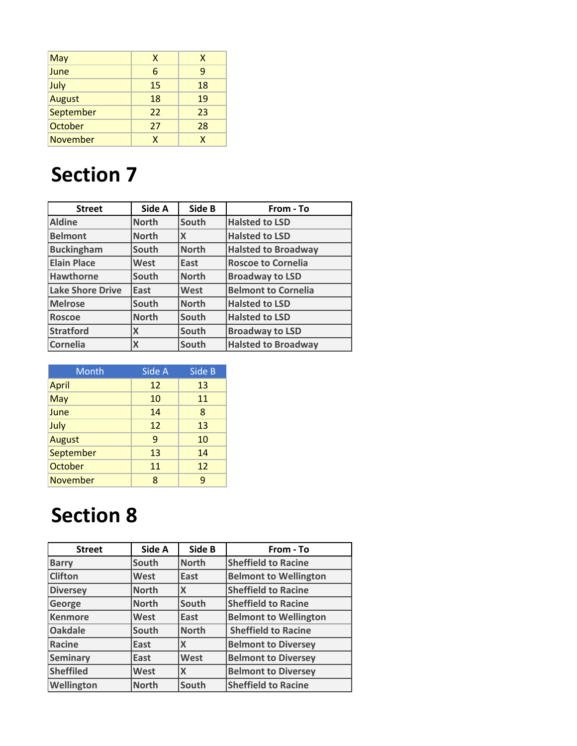| | | |
|---|---|---|
| May | X | X |
| June | 6 | 9 |
| July | 15 | 18 |
| August | 18 | 19 |
| September | 22 | 23 |
| October | 27 | 28 |
| November | X | X |

# Section 7

| Street | Side A | Side B | From - To |
|---|---|---|---|
| Aldine | North | South | Halsted to LSD |
| Belmont | North | X | Halsted to LSD |
| Buckingham | South | North | Halsted to Broadway |
| Elain Place | West | East | Roscoe to Cornelia |
| Hawthorne | South | North | Broadway to LSD |
| Lake Shore Drive | East | West | Belmont to Cornelia |
| Melrose | South | North | Halsted to LSD |
| Roscoe | North | South | Halsted to LSD |
| Stratford | X | South | Broadway to LSD |
| Cornelia | X | South | Halsted to Broadway |

| Month | Side A | Side B |
|---|---|---|
| April | 12 | 13 |
| May | 10 | 11 |
| June | 14 | 8 |
| July | 12 | 13 |
| August | 9 | 10 |
| September | 13 | 14 |
| October | 11 | 12 |
| November | 8 | 9 |

# Section 8

| Street | Side A | Side B | From - To |
|---|---|---|---|
| Barry | South | North | Sheffield to Racine |
| Clifton | West | East | Belmont to Wellington |
| Diversey | North | X | Sheffield to Racine |
| George | North | South | Sheffield to Racine |
| Kenmore | West | East | Belmont to Wellington |
| Oakdale | South | North | Sheffield to Racine |
| Racine | East | X | Belmont to Diversey |
| Seminary | East | West | Belmont to Diversey |
| Sheffiled | West | X | Belmont to Diversey |
| Wellington | North | South | Sheffield to Racine |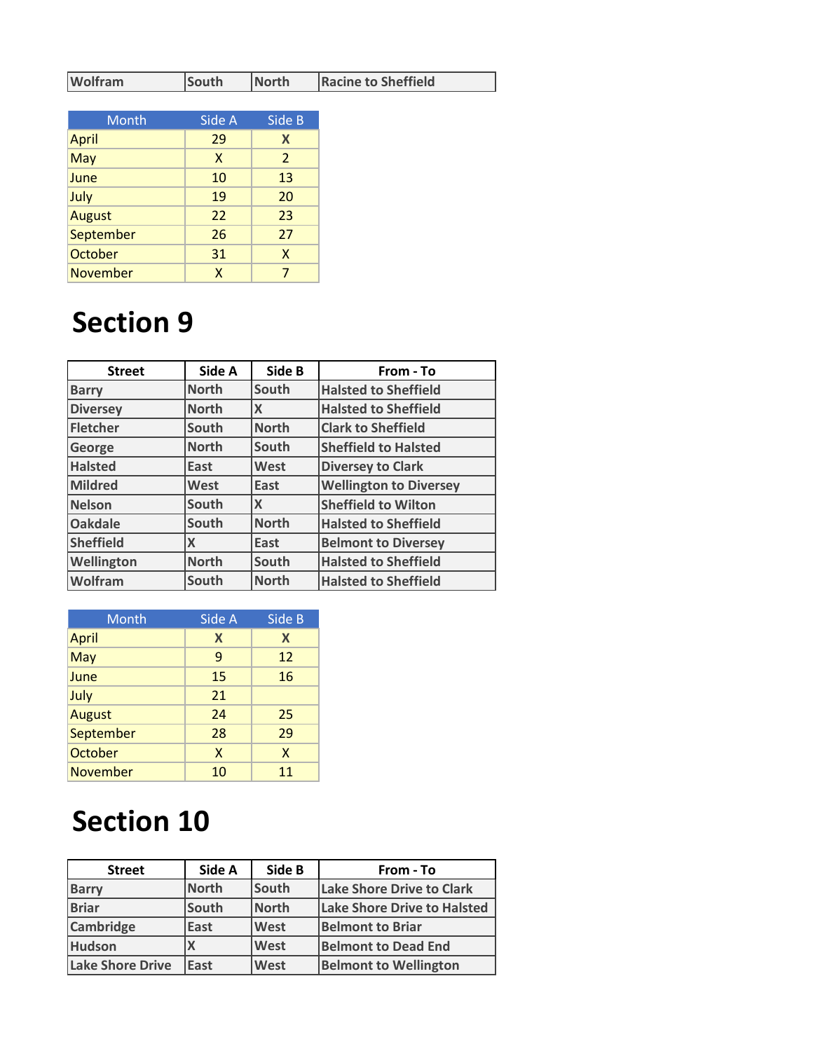| Wolfram | South | North | Racine to Sheffield |
|---|---|---|---|

| Month | Side A | Side B |
|---|---|---|
| April | 29 | X |
| May | X | 2 |
| June | 10 | 13 |
| July | 19 | 20 |
| August | 22 | 23 |
| September | 26 | 27 |
| October | 31 | X |
| November | X | 7 |

# Section 9

| Street | Side A | Side B | From - To |
|---|---|---|---|
| Barry | North | South | Halsted to Sheffield |
| Diversey | North | X | Halsted to Sheffield |
| Fletcher | South | North | Clark to Sheffield |
| George | North | South | Sheffield to Halsted |
| Halsted | East | West | Diversey to Clark |
| Mildred | West | East | Wellington to Diversey |
| Nelson | South | X | Sheffield to Wilton |
| Oakdale | South | North | Halsted to Sheffield |
| Sheffield | X | East | Belmont to Diversey |
| Wellington | North | South | Halsted to Sheffield |
| Wolfram | South | North | Halsted to Sheffield |

| Month | Side A | Side B |
|---|---|---|
| April | X | X |
| May | 9 | 12 |
| June | 15 | 16 |
| July | 21 | |
| August | 24 | 25 |
| September | 28 | 29 |
| October | X | X |
| November | 10 | 11 |

# Section 10

| Street | Side A | Side B | From - To |
|---|---|---|---|
| Barry | North | South | Lake Shore Drive to Clark |
| Briar | South | North | Lake Shore Drive to Halsted |
| Cambridge | East | West | Belmont to Briar |
| Hudson | X | West | Belmont to Dead End |
| Lake Shore Drive | East | West | Belmont to Wellington |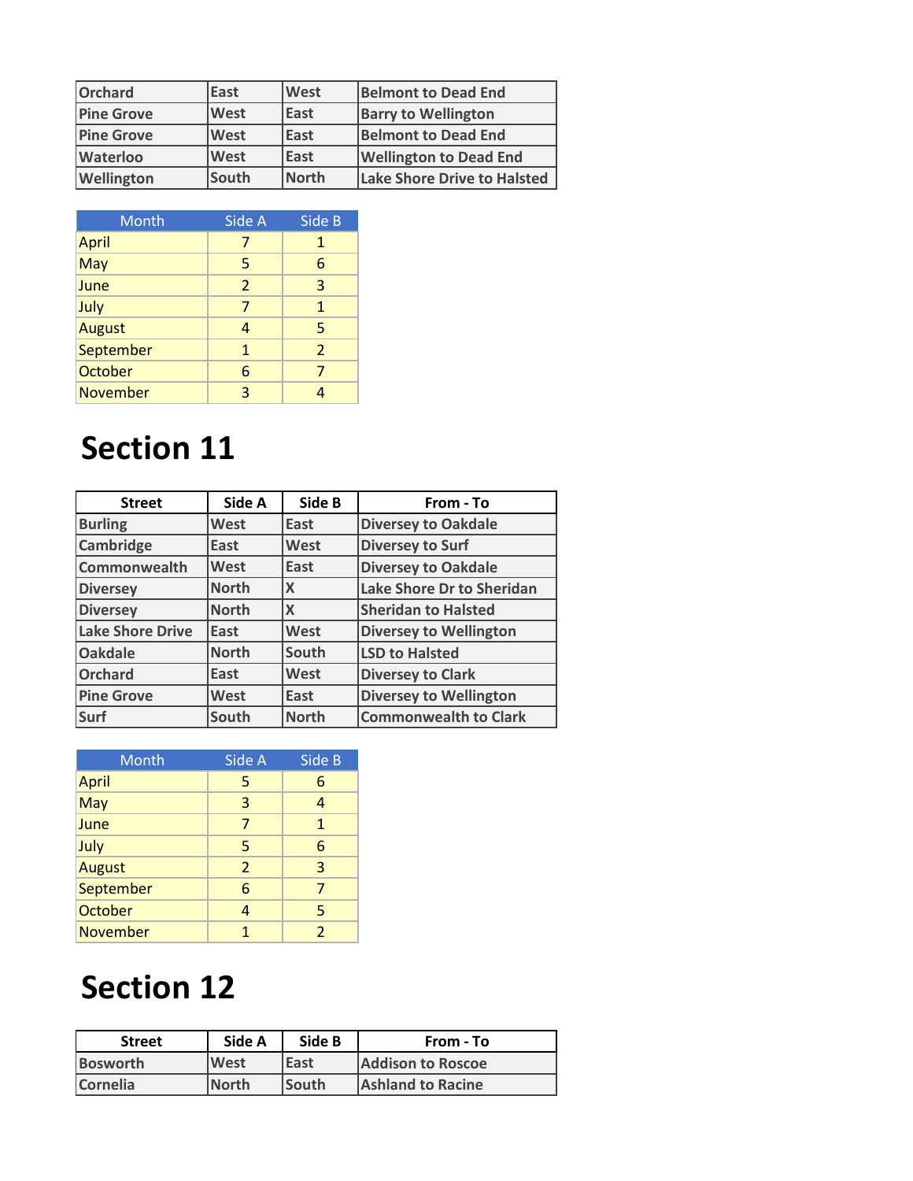| | | | |
|---|---|---|---|
| Orchard | East | West | Belmont to Dead End |
| Pine Grove | West | East | Barry to Wellington |
| Pine Grove | West | East | Belmont to Dead End |
| Waterloo | West | East | Wellington to Dead End |
| Wellington | South | North | Lake Shore Drive to Halsted |

| Month | Side A | Side B |
|---|---|---|
| April | 7 | 1 |
| May | 5 | 6 |
| June | 2 | 3 |
| July | 7 | 1 |
| August | 4 | 5 |
| September | 1 | 2 |
| October | 6 | 7 |
| November | 3 | 4 |

# Section 11

| Street | Side A | Side B | From - To |
|---|---|---|---|
| Burling | West | East | Diversey to Oakdale |
| Cambridge | East | West | Diversey to Surf |
| Commonwealth | West | East | Diversey to Oakdale |
| Diversey | North | X | Lake Shore Dr to Sheridan |
| Diversey | North | X | Sheridan to Halsted |
| Lake Shore Drive | East | West | Diversey to Wellington |
| Oakdale | North | South | LSD to Halsted |
| Orchard | East | West | Diversey to Clark |
| Pine Grove | West | East | Diversey to Wellington |
| Surf | South | North | Commonwealth to Clark |

| Month | Side A | Side B |
|---|---|---|
| April | 5 | 6 |
| May | 3 | 4 |
| June | 7 | 1 |
| July | 5 | 6 |
| August | 2 | 3 |
| September | 6 | 7 |
| October | 4 | 5 |
| November | 1 | 2 |

# Section 12

| Street | Side A | Side B | From - To |
|---|---|---|---|
| Bosworth | West | East | Addison to Roscoe |
| Cornelia | North | South | Ashland to Racine |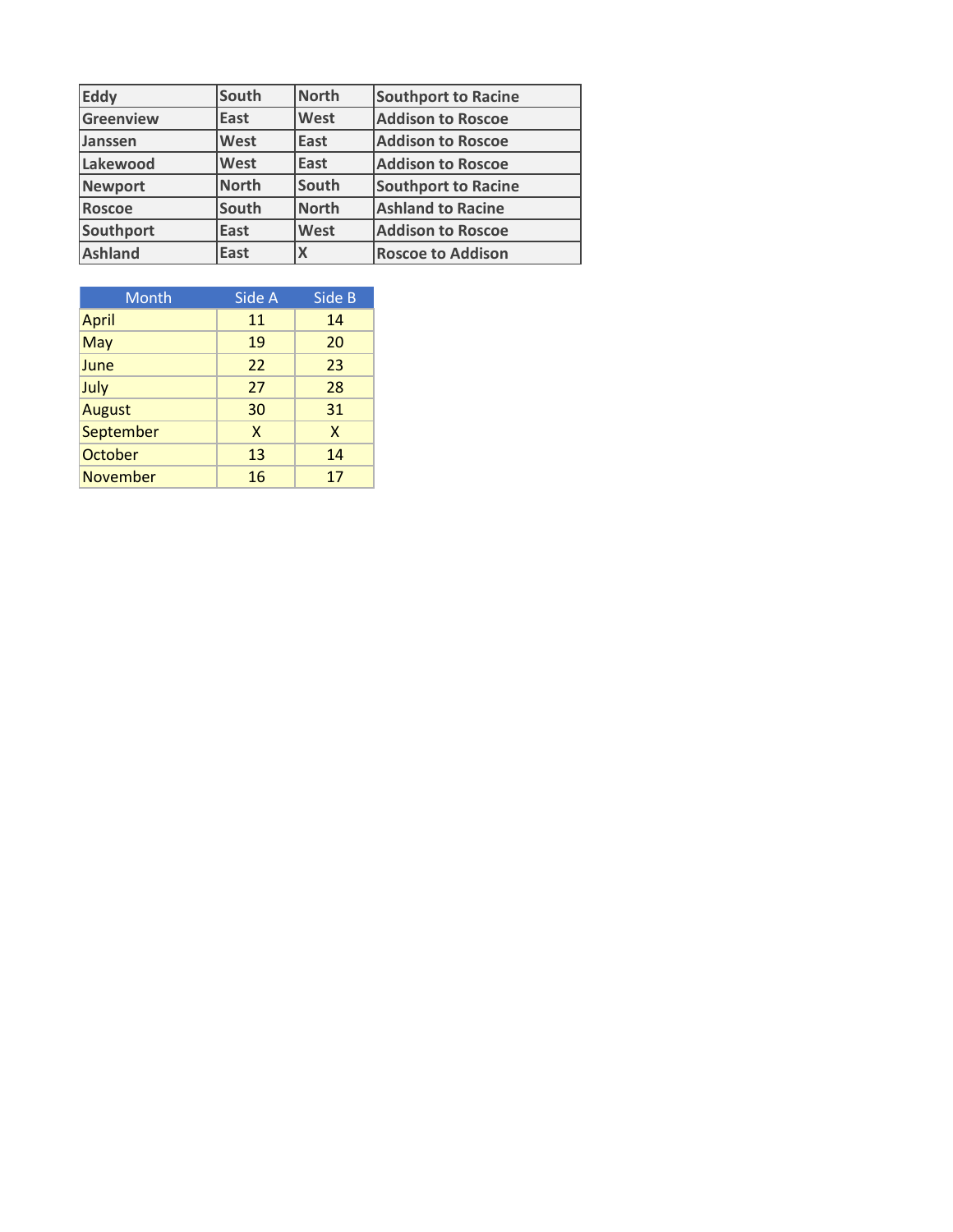| | | | |
|---|---|---|---|
| **Eddy** | **South** | **North** | **Southport to Racine** |
| **Greenview** | **East** | **West** | **Addison to Roscoe** |
| **Janssen** | **West** | **East** | **Addison to Roscoe** |
| **Lakewood** | **West** | **East** | **Addison to Roscoe** |
| **Newport** | **North** | **South** | **Southport to Racine** |
| **Roscoe** | **South** | **North** | **Ashland to Racine** |
| **Southport** | **East** | **West** | **Addison to Roscoe** |
| **Ashland** | **East** | **X** | **Roscoe to Addison** |

| Month | Side A | Side B |
|---|---|---|
| April | 11 | 14 |
| May | 19 | 20 |
| June | 22 | 23 |
| July | 27 | 28 |
| August | 30 | 31 |
| September | X | X |
| October | 13 | 14 |
| November | 16 | 17 |